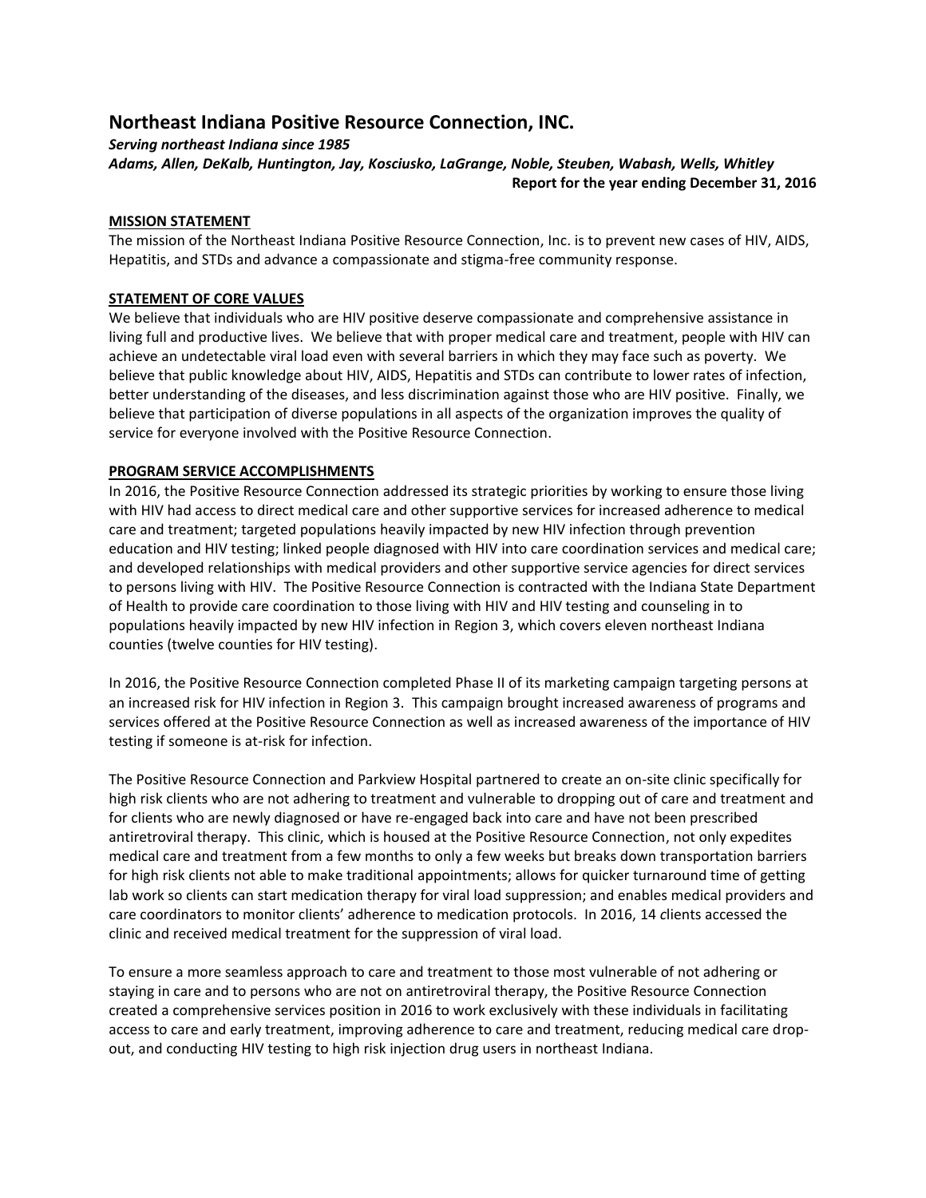# Northeast Indiana Positive Resource Connection, INC.

***Serving northeast Indiana since 1985***

***Adams, Allen, DeKalb, Huntington, Jay, Kosciusko, LaGrange, Noble, Steuben, Wabash, Wells, Whitley***

**Report for the year ending December 31, 2016**

## MISSION STATEMENT

The mission of the Northeast Indiana Positive Resource Connection, Inc. is to prevent new cases of HIV, AIDS, Hepatitis, and STDs and advance a compassionate and stigma-free community response.

## STATEMENT OF CORE VALUES

We believe that individuals who are HIV positive deserve compassionate and comprehensive assistance in living full and productive lives. We believe that with proper medical care and treatment, people with HIV can achieve an undetectable viral load even with several barriers in which they may face such as poverty. We believe that public knowledge about HIV, AIDS, Hepatitis and STDs can contribute to lower rates of infection, better understanding of the diseases, and less discrimination against those who are HIV positive. Finally, we believe that participation of diverse populations in all aspects of the organization improves the quality of service for everyone involved with the Positive Resource Connection.

## PROGRAM SERVICE ACCOMPLISHMENTS

In 2016, the Positive Resource Connection addressed its strategic priorities by working to ensure those living with HIV had access to direct medical care and other supportive services for increased adherence to medical care and treatment; targeted populations heavily impacted by new HIV infection through prevention education and HIV testing; linked people diagnosed with HIV into care coordination services and medical care; and developed relationships with medical providers and other supportive service agencies for direct services to persons living with HIV. The Positive Resource Connection is contracted with the Indiana State Department of Health to provide care coordination to those living with HIV and HIV testing and counseling in to populations heavily impacted by new HIV infection in Region 3, which covers eleven northeast Indiana counties (twelve counties for HIV testing).

In 2016, the Positive Resource Connection completed Phase II of its marketing campaign targeting persons at an increased risk for HIV infection in Region 3. This campaign brought increased awareness of programs and services offered at the Positive Resource Connection as well as increased awareness of the importance of HIV testing if someone is at-risk for infection.

The Positive Resource Connection and Parkview Hospital partnered to create an on-site clinic specifically for high risk clients who are not adhering to treatment and vulnerable to dropping out of care and treatment and for clients who are newly diagnosed or have re-engaged back into care and have not been prescribed antiretroviral therapy. This clinic, which is housed at the Positive Resource Connection, not only expedites medical care and treatment from a few months to only a few weeks but breaks down transportation barriers for high risk clients not able to make traditional appointments; allows for quicker turnaround time of getting lab work so clients can start medication therapy for viral load suppression; and enables medical providers and care coordinators to monitor clients' adherence to medication protocols. In 2016, 14 clients accessed the clinic and received medical treatment for the suppression of viral load.

To ensure a more seamless approach to care and treatment to those most vulnerable of not adhering or staying in care and to persons who are not on antiretroviral therapy, the Positive Resource Connection created a comprehensive services position in 2016 to work exclusively with these individuals in facilitating access to care and early treatment, improving adherence to care and treatment, reducing medical care drop-out, and conducting HIV testing to high risk injection drug users in northeast Indiana.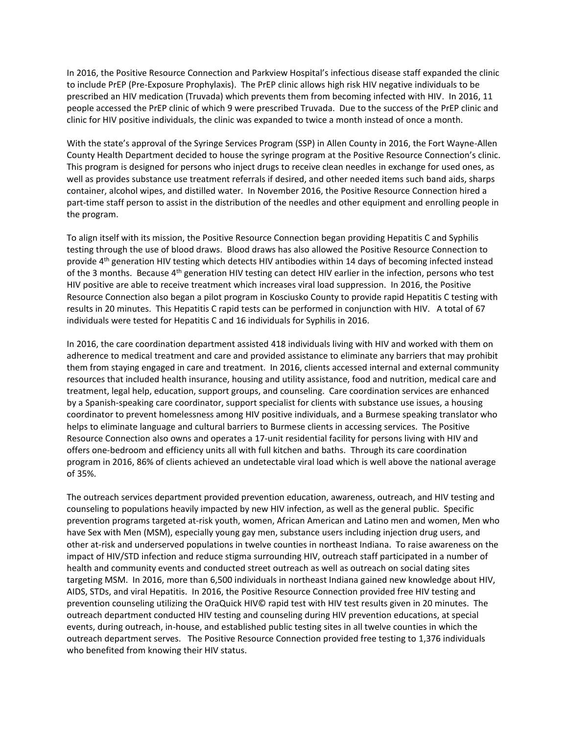In 2016, the Positive Resource Connection and Parkview Hospital's infectious disease staff expanded the clinic to include PrEP (Pre-Exposure Prophylaxis). The PrEP clinic allows high risk HIV negative individuals to be prescribed an HIV medication (Truvada) which prevents them from becoming infected with HIV. In 2016, 11 people accessed the PrEP clinic of which 9 were prescribed Truvada. Due to the success of the PrEP clinic and clinic for HIV positive individuals, the clinic was expanded to twice a month instead of once a month.

With the state's approval of the Syringe Services Program (SSP) in Allen County in 2016, the Fort Wayne-Allen County Health Department decided to house the syringe program at the Positive Resource Connection's clinic. This program is designed for persons who inject drugs to receive clean needles in exchange for used ones, as well as provides substance use treatment referrals if desired, and other needed items such band aids, sharps container, alcohol wipes, and distilled water. In November 2016, the Positive Resource Connection hired a part-time staff person to assist in the distribution of the needles and other equipment and enrolling people in the program.

To align itself with its mission, the Positive Resource Connection began providing Hepatitis C and Syphilis testing through the use of blood draws. Blood draws has also allowed the Positive Resource Connection to provide 4th generation HIV testing which detects HIV antibodies within 14 days of becoming infected instead of the 3 months. Because 4th generation HIV testing can detect HIV earlier in the infection, persons who test HIV positive are able to receive treatment which increases viral load suppression. In 2016, the Positive Resource Connection also began a pilot program in Kosciusko County to provide rapid Hepatitis C testing with results in 20 minutes. This Hepatitis C rapid tests can be performed in conjunction with HIV. A total of 67 individuals were tested for Hepatitis C and 16 individuals for Syphilis in 2016.

In 2016, the care coordination department assisted 418 individuals living with HIV and worked with them on adherence to medical treatment and care and provided assistance to eliminate any barriers that may prohibit them from staying engaged in care and treatment. In 2016, clients accessed internal and external community resources that included health insurance, housing and utility assistance, food and nutrition, medical care and treatment, legal help, education, support groups, and counseling. Care coordination services are enhanced by a Spanish-speaking care coordinator, support specialist for clients with substance use issues, a housing coordinator to prevent homelessness among HIV positive individuals, and a Burmese speaking translator who helps to eliminate language and cultural barriers to Burmese clients in accessing services. The Positive Resource Connection also owns and operates a 17-unit residential facility for persons living with HIV and offers one-bedroom and efficiency units all with full kitchen and baths. Through its care coordination program in 2016, 86% of clients achieved an undetectable viral load which is well above the national average of 35%.

The outreach services department provided prevention education, awareness, outreach, and HIV testing and counseling to populations heavily impacted by new HIV infection, as well as the general public. Specific prevention programs targeted at-risk youth, women, African American and Latino men and women, Men who have Sex with Men (MSM), especially young gay men, substance users including injection drug users, and other at-risk and underserved populations in twelve counties in northeast Indiana. To raise awareness on the impact of HIV/STD infection and reduce stigma surrounding HIV, outreach staff participated in a number of health and community events and conducted street outreach as well as outreach on social dating sites targeting MSM. In 2016, more than 6,500 individuals in northeast Indiana gained new knowledge about HIV, AIDS, STDs, and viral Hepatitis. In 2016, the Positive Resource Connection provided free HIV testing and prevention counseling utilizing the OraQuick HIV© rapid test with HIV test results given in 20 minutes. The outreach department conducted HIV testing and counseling during HIV prevention educations, at special events, during outreach, in-house, and established public testing sites in all twelve counties in which the outreach department serves. The Positive Resource Connection provided free testing to 1,376 individuals who benefited from knowing their HIV status.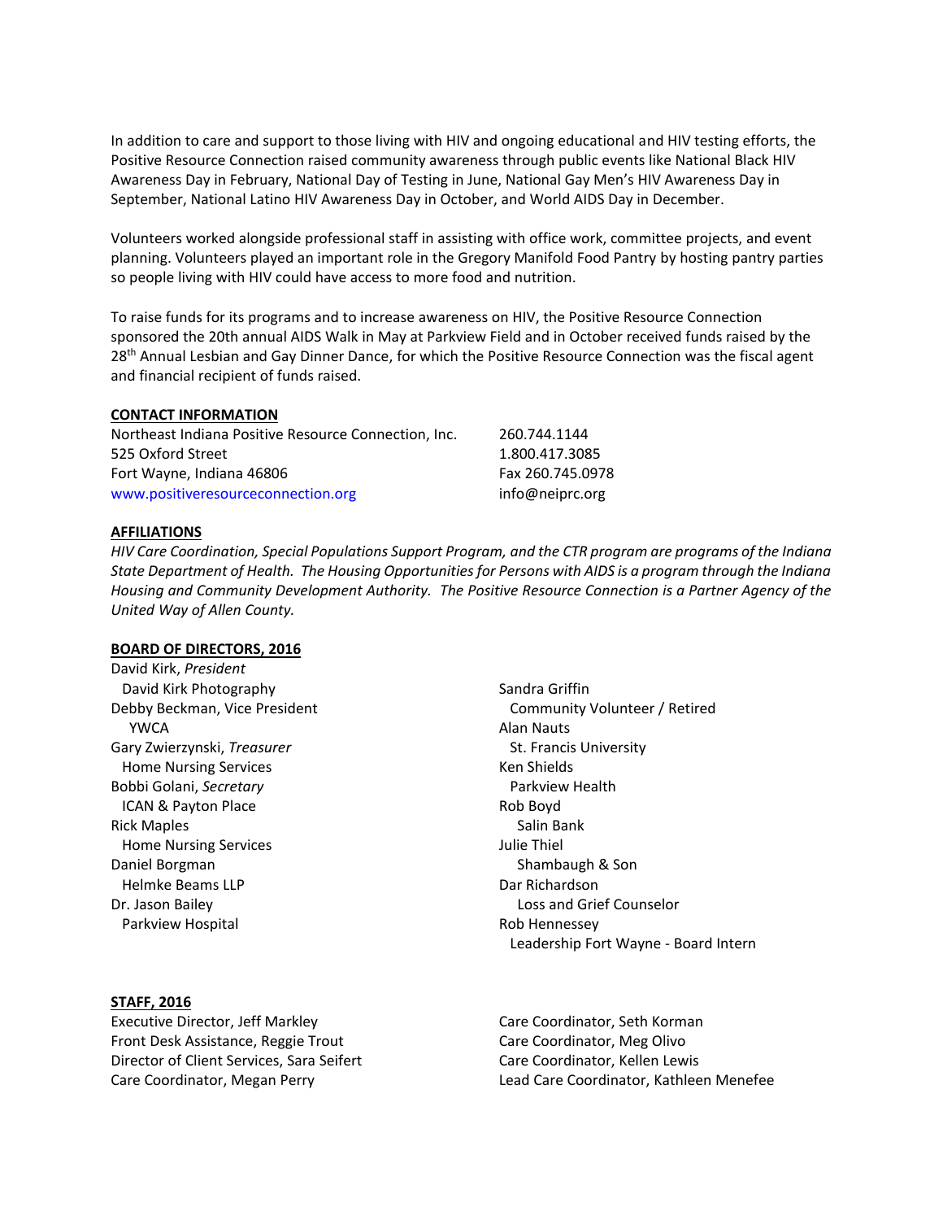In addition to care and support to those living with HIV and ongoing educational and HIV testing efforts, the Positive Resource Connection raised community awareness through public events like National Black HIV Awareness Day in February, National Day of Testing in June, National Gay Men's HIV Awareness Day in September, National Latino HIV Awareness Day in October, and World AIDS Day in December.

Volunteers worked alongside professional staff in assisting with office work, committee projects, and event planning. Volunteers played an important role in the Gregory Manifold Food Pantry by hosting pantry parties so people living with HIV could have access to more food and nutrition.

To raise funds for its programs and to increase awareness on HIV, the Positive Resource Connection sponsored the 20th annual AIDS Walk in May at Parkview Field and in October received funds raised by the 28th Annual Lesbian and Gay Dinner Dance, for which the Positive Resource Connection was the fiscal agent and financial recipient of funds raised.

**CONTACT INFORMATION**

Northeast Indiana Positive Resource Connection, Inc.
525 Oxford Street
Fort Wayne, Indiana 46806
www.positiveresourceconnection.org

260.744.1144
1.800.417.3085
Fax 260.745.0978
info@neiprc.org

**AFFILIATIONS**

*HIV Care Coordination, Special Populations Support Program, and the CTR program are programs of the Indiana State Department of Health. The Housing Opportunities for Persons with AIDS is a program through the Indiana Housing and Community Development Authority. The Positive Resource Connection is a Partner Agency of the United Way of Allen County.*

**BOARD OF DIRECTORS, 2016**

David Kirk, *President*
David Kirk Photography
Debby Beckman, Vice President
YWCA
Gary Zwierzynski, *Treasurer*
Home Nursing Services
Bobbi Golani, *Secretary*
ICAN & Payton Place
Rick Maples
Home Nursing Services
Daniel Borgman
Helmke Beams LLP
Dr. Jason Bailey
Parkview Hospital
Sandra Griffin
Community Volunteer / Retired
Alan Nauts
St. Francis University
Ken Shields
Parkview Health
Rob Boyd
Salin Bank
Julie Thiel
Shambaugh & Son
Dar Richardson
Loss and Grief Counselor
Rob Hennessey
Leadership Fort Wayne - Board Intern

**STAFF, 2016**

Executive Director, Jeff Markley
Front Desk Assistance, Reggie Trout
Director of Client Services, Sara Seifert
Care Coordinator, Megan Perry
Care Coordinator, Seth Korman
Care Coordinator, Meg Olivo
Care Coordinator, Kellen Lewis
Lead Care Coordinator, Kathleen Menefee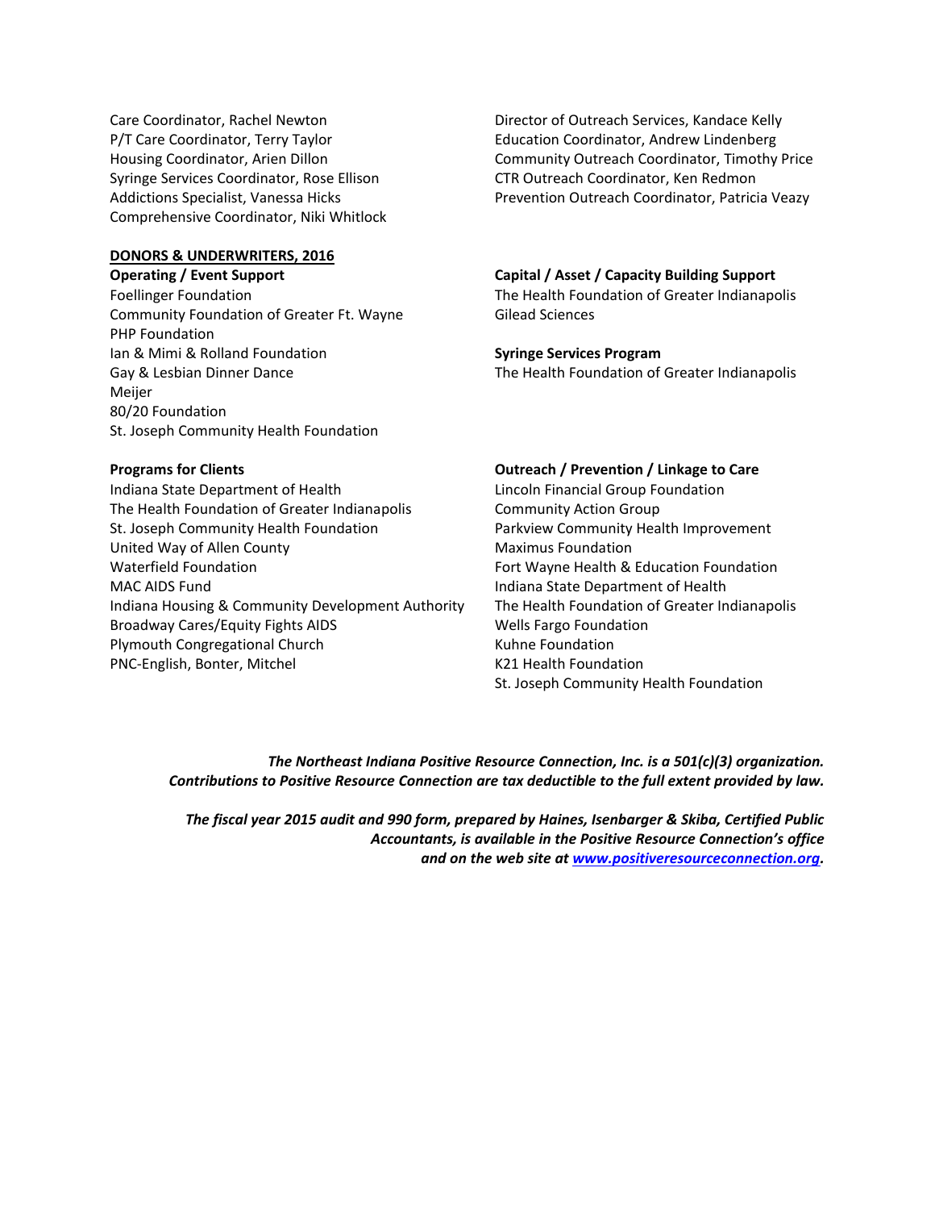Care Coordinator, Rachel Newton
P/T Care Coordinator, Terry Taylor
Housing Coordinator, Arien Dillon
Syringe Services Coordinator, Rose Ellison
Addictions Specialist, Vanessa Hicks
Comprehensive Coordinator, Niki Whitlock

Director of Outreach Services, Kandace Kelly
Education Coordinator, Andrew Lindenberg
Community Outreach Coordinator, Timothy Price
CTR Outreach Coordinator, Ken Redmon
Prevention Outreach Coordinator, Patricia Veazy

**DONORS & UNDERWRITERS, 2016**

**Operating / Event Support**

Foellinger Foundation
Community Foundation of Greater Ft. Wayne
PHP Foundation
Ian & Mimi & Rolland Foundation
Gay & Lesbian Dinner Dance
Meijer
80/20 Foundation
St. Joseph Community Health Foundation

**Capital / Asset / Capacity Building Support**

The Health Foundation of Greater Indianapolis
Gilead Sciences

**Syringe Services Program**

The Health Foundation of Greater Indianapolis

**Programs for Clients**

Indiana State Department of Health
The Health Foundation of Greater Indianapolis
St. Joseph Community Health Foundation
United Way of Allen County
Waterfield Foundation
MAC AIDS Fund
Indiana Housing & Community Development Authority
Broadway Cares/Equity Fights AIDS
Plymouth Congregational Church
PNC-English, Bonter, Mitchel

**Outreach / Prevention / Linkage to Care**

Lincoln Financial Group Foundation
Community Action Group
Parkview Community Health Improvement
Maximus Foundation
Fort Wayne Health & Education Foundation
Indiana State Department of Health
The Health Foundation of Greater Indianapolis
Wells Fargo Foundation
Kuhne Foundation
K21 Health Foundation
St. Joseph Community Health Foundation

***The Northeast Indiana Positive Resource Connection, Inc. is a 501(c)(3) organization. Contributions to Positive Resource Connection are tax deductible to the full extent provided by law.***

***The fiscal year 2015 audit and 990 form, prepared by Haines, Isenbarger & Skiba, Certified Public Accountants, is available in the Positive Resource Connection's office and on the web site at [www.positiveresourceconnection.org](http://www.positiveresourceconnection.org).***